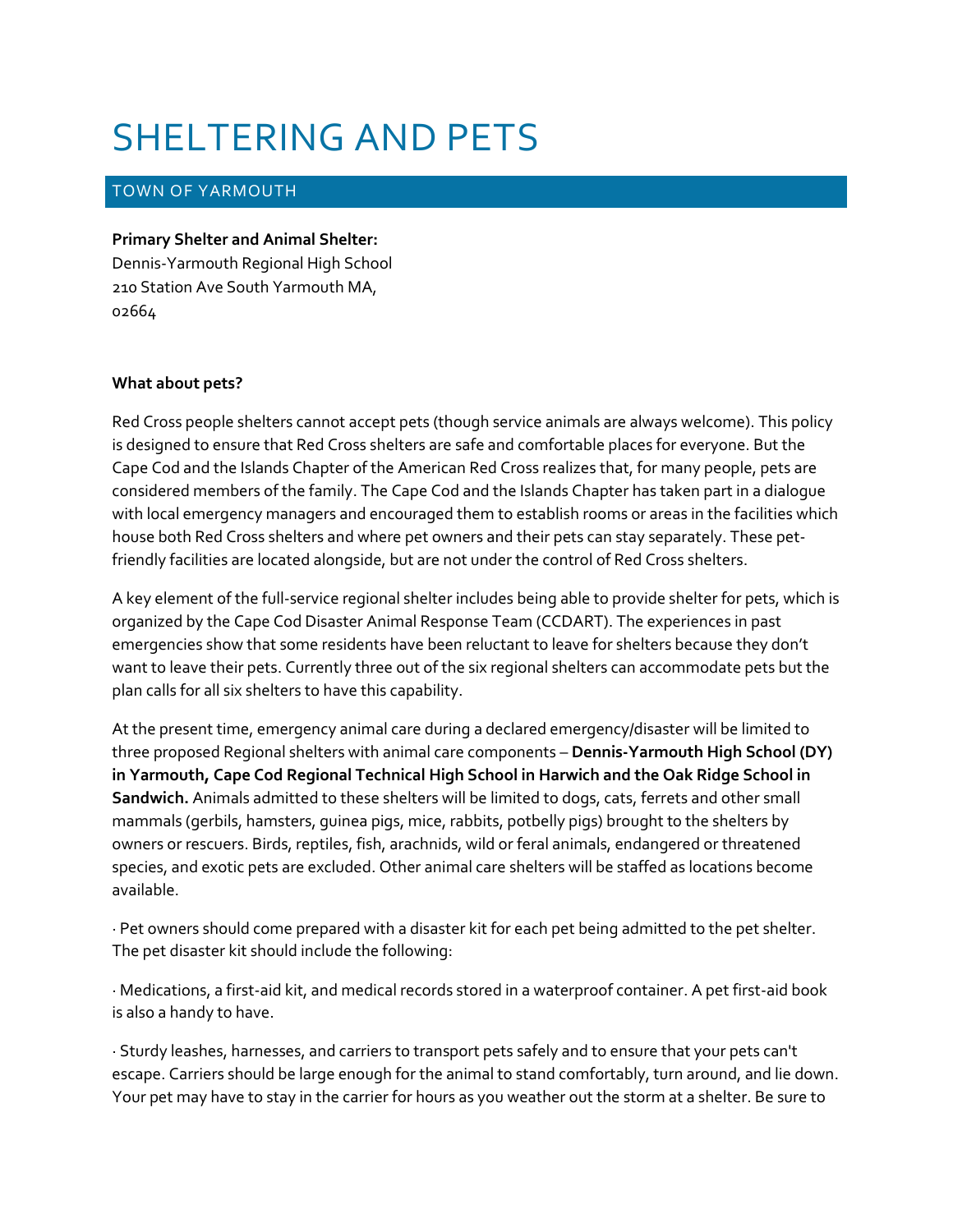# SHELTERING AND PETS

## TOWN OF YARMOUTH

**Primary Shelter and Animal Shelter:**
Dennis-Yarmouth Regional High School
210 Station Ave South Yarmouth MA,
02664

**What about pets?**

Red Cross people shelters cannot accept pets (though service animals are always welcome). This policy is designed to ensure that Red Cross shelters are safe and comfortable places for everyone. But the Cape Cod and the Islands Chapter of the American Red Cross realizes that, for many people, pets are considered members of the family. The Cape Cod and the Islands Chapter has taken part in a dialogue with local emergency managers and encouraged them to establish rooms or areas in the facilities which house both Red Cross shelters and where pet owners and their pets can stay separately. These pet-friendly facilities are located alongside, but are not under the control of Red Cross shelters.

A key element of the full-service regional shelter includes being able to provide shelter for pets, which is organized by the Cape Cod Disaster Animal Response Team (CCDART). The experiences in past emergencies show that some residents have been reluctant to leave for shelters because they don't want to leave their pets. Currently three out of the six regional shelters can accommodate pets but the plan calls for all six shelters to have this capability.

At the present time, emergency animal care during a declared emergency/disaster will be limited to three proposed Regional shelters with animal care components – **Dennis-Yarmouth High School (DY) in Yarmouth, Cape Cod Regional Technical High School in Harwich and the Oak Ridge School in Sandwich.** Animals admitted to these shelters will be limited to dogs, cats, ferrets and other small mammals (gerbils, hamsters, guinea pigs, mice, rabbits, potbelly pigs) brought to the shelters by owners or rescuers. Birds, reptiles, fish, arachnids, wild or feral animals, endangered or threatened species, and exotic pets are excluded. Other animal care shelters will be staffed as locations become available.

· Pet owners should come prepared with a disaster kit for each pet being admitted to the pet shelter. The pet disaster kit should include the following:

· Medications, a first-aid kit, and medical records stored in a waterproof container. A pet first-aid book is also a handy to have.

· Sturdy leashes, harnesses, and carriers to transport pets safely and to ensure that your pets can't escape. Carriers should be large enough for the animal to stand comfortably, turn around, and lie down. Your pet may have to stay in the carrier for hours as you weather out the storm at a shelter. Be sure to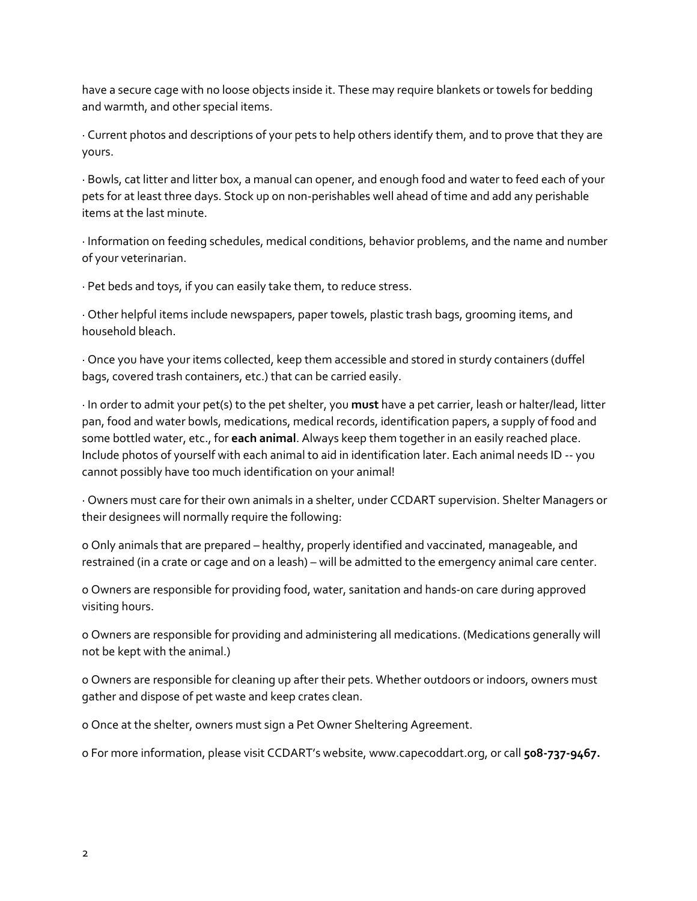have a secure cage with no loose objects inside it. These may require blankets or towels for bedding and warmth, and other special items.

· Current photos and descriptions of your pets to help others identify them, and to prove that they are yours.

· Bowls, cat litter and litter box, a manual can opener, and enough food and water to feed each of your pets for at least three days. Stock up on non-perishables well ahead of time and add any perishable items at the last minute.

· Information on feeding schedules, medical conditions, behavior problems, and the name and number of your veterinarian.

· Pet beds and toys, if you can easily take them, to reduce stress.

· Other helpful items include newspapers, paper towels, plastic trash bags, grooming items, and household bleach.

· Once you have your items collected, keep them accessible and stored in sturdy containers (duffel bags, covered trash containers, etc.) that can be carried easily.

· In order to admit your pet(s) to the pet shelter, you **must** have a pet carrier, leash or halter/lead, litter pan, food and water bowls, medications, medical records, identification papers, a supply of food and some bottled water, etc., for **each animal**. Always keep them together in an easily reached place. Include photos of yourself with each animal to aid in identification later. Each animal needs ID -- you cannot possibly have too much identification on your animal!

· Owners must care for their own animals in a shelter, under CCDART supervision. Shelter Managers or their designees will normally require the following:

o Only animals that are prepared – healthy, properly identified and vaccinated, manageable, and restrained (in a crate or cage and on a leash) – will be admitted to the emergency animal care center.

o Owners are responsible for providing food, water, sanitation and hands-on care during approved visiting hours.

o Owners are responsible for providing and administering all medications. (Medications generally will not be kept with the animal.)

o Owners are responsible for cleaning up after their pets. Whether outdoors or indoors, owners must gather and dispose of pet waste and keep crates clean.

o Once at the shelter, owners must sign a Pet Owner Sheltering Agreement.

o For more information, please visit CCDART's website, www.capecoddart.org, or call **508-737-9467.**